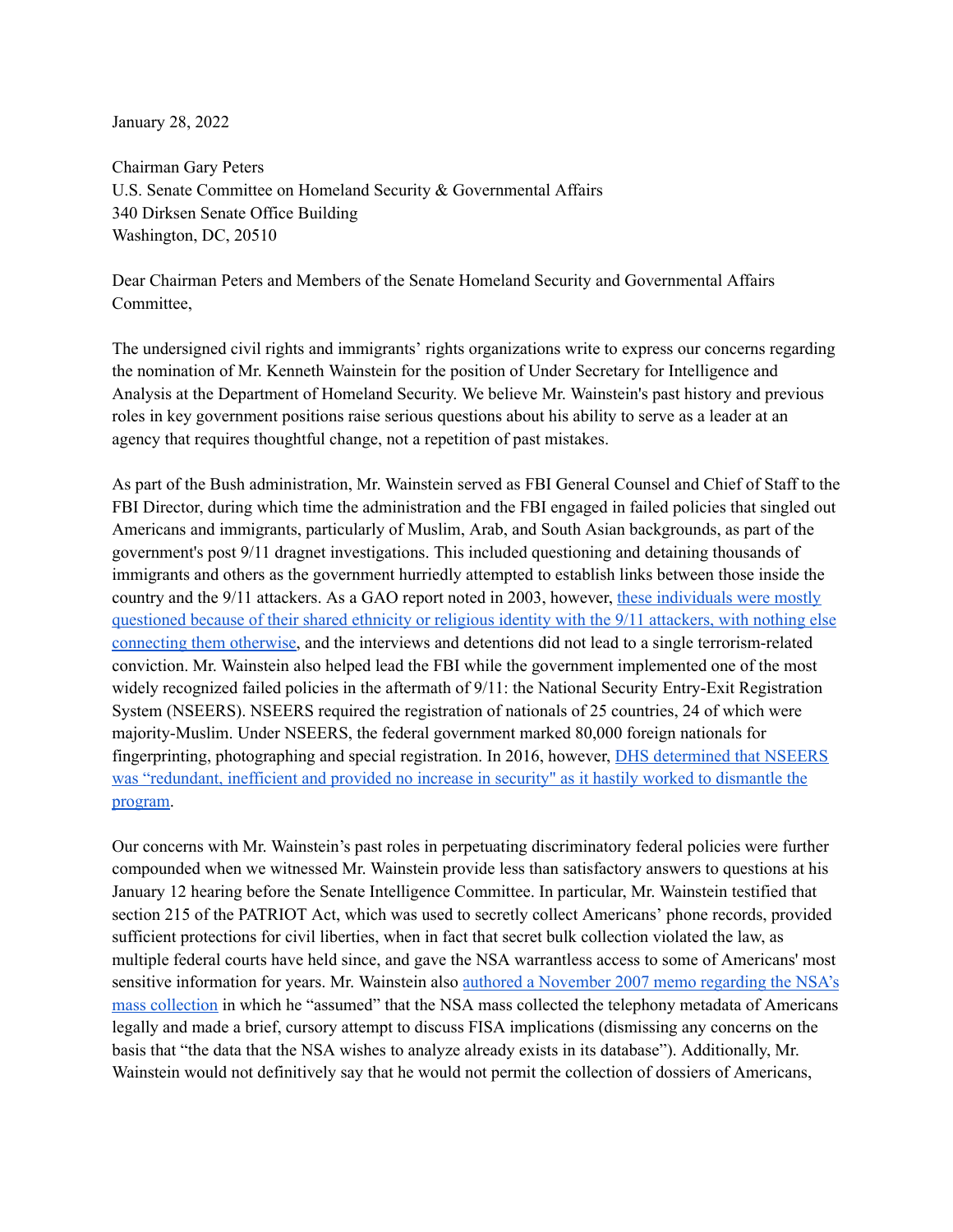January 28, 2022

Chairman Gary Peters
U.S. Senate Committee on Homeland Security & Governmental Affairs
340 Dirksen Senate Office Building
Washington, DC, 20510

Dear Chairman Peters and Members of the Senate Homeland Security and Governmental Affairs Committee,

The undersigned civil rights and immigrants' rights organizations write to express our concerns regarding the nomination of Mr. Kenneth Wainstein for the position of Under Secretary for Intelligence and Analysis at the Department of Homeland Security. We believe Mr. Wainstein's past history and previous roles in key government positions raise serious questions about his ability to serve as a leader at an agency that requires thoughtful change, not a repetition of past mistakes.

As part of the Bush administration, Mr. Wainstein served as FBI General Counsel and Chief of Staff to the FBI Director, during which time the administration and the FBI engaged in failed policies that singled out Americans and immigrants, particularly of Muslim, Arab, and South Asian backgrounds, as part of the government's post 9/11 dragnet investigations. This included questioning and detaining thousands of immigrants and others as the government hurriedly attempted to establish links between those inside the country and the 9/11 attackers. As a GAO report noted in 2003, however, these individuals were mostly questioned because of their shared ethnicity or religious identity with the 9/11 attackers, with nothing else connecting them otherwise, and the interviews and detentions did not lead to a single terrorism-related conviction. Mr. Wainstein also helped lead the FBI while the government implemented one of the most widely recognized failed policies in the aftermath of 9/11: the National Security Entry-Exit Registration System (NSEERS). NSEERS required the registration of nationals of 25 countries, 24 of which were majority-Muslim. Under NSEERS, the federal government marked 80,000 foreign nationals for fingerprinting, photographing and special registration. In 2016, however, DHS determined that NSEERS was "redundant, inefficient and provided no increase in security" as it hastily worked to dismantle the program.

Our concerns with Mr. Wainstein's past roles in perpetuating discriminatory federal policies were further compounded when we witnessed Mr. Wainstein provide less than satisfactory answers to questions at his January 12 hearing before the Senate Intelligence Committee. In particular, Mr. Wainstein testified that section 215 of the PATRIOT Act, which was used to secretly collect Americans' phone records, provided sufficient protections for civil liberties, when in fact that secret bulk collection violated the law, as multiple federal courts have held since, and gave the NSA warrantless access to some of Americans' most sensitive information for years. Mr. Wainstein also authored a November 2007 memo regarding the NSA's mass collection in which he "assumed" that the NSA mass collected the telephony metadata of Americans legally and made a brief, cursory attempt to discuss FISA implications (dismissing any concerns on the basis that "the data that the NSA wishes to analyze already exists in its database"). Additionally, Mr. Wainstein would not definitively say that he would not permit the collection of dossiers of Americans,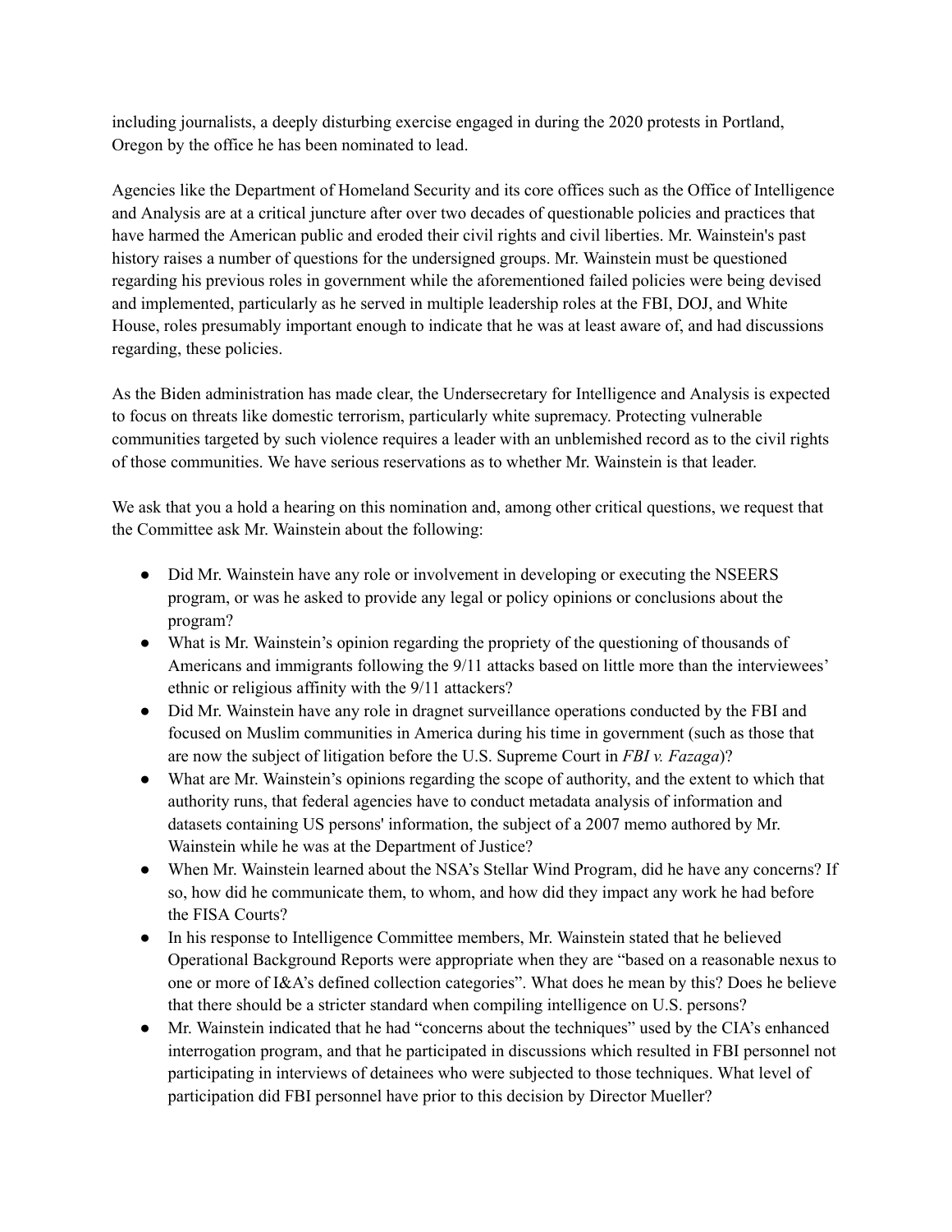including journalists, a deeply disturbing exercise engaged in during the 2020 protests in Portland, Oregon by the office he has been nominated to lead.

Agencies like the Department of Homeland Security and its core offices such as the Office of Intelligence and Analysis are at a critical juncture after over two decades of questionable policies and practices that have harmed the American public and eroded their civil rights and civil liberties. Mr. Wainstein's past history raises a number of questions for the undersigned groups. Mr. Wainstein must be questioned regarding his previous roles in government while the aforementioned failed policies were being devised and implemented, particularly as he served in multiple leadership roles at the FBI, DOJ, and White House, roles presumably important enough to indicate that he was at least aware of, and had discussions regarding, these policies.

As the Biden administration has made clear, the Undersecretary for Intelligence and Analysis is expected to focus on threats like domestic terrorism, particularly white supremacy. Protecting vulnerable communities targeted by such violence requires a leader with an unblemished record as to the civil rights of those communities. We have serious reservations as to whether Mr. Wainstein is that leader.

We ask that you a hold a hearing on this nomination and, among other critical questions, we request that the Committee ask Mr. Wainstein about the following:

- Did Mr. Wainstein have any role or involvement in developing or executing the NSEERS program, or was he asked to provide any legal or policy opinions or conclusions about the program?
- What is Mr. Wainstein's opinion regarding the propriety of the questioning of thousands of Americans and immigrants following the 9/11 attacks based on little more than the interviewees' ethnic or religious affinity with the 9/11 attackers?
- Did Mr. Wainstein have any role in dragnet surveillance operations conducted by the FBI and focused on Muslim communities in America during his time in government (such as those that are now the subject of litigation before the U.S. Supreme Court in *FBI v. Fazaga*)?
- What are Mr. Wainstein's opinions regarding the scope of authority, and the extent to which that authority runs, that federal agencies have to conduct metadata analysis of information and datasets containing US persons' information, the subject of a 2007 memo authored by Mr. Wainstein while he was at the Department of Justice?
- When Mr. Wainstein learned about the NSA's Stellar Wind Program, did he have any concerns? If so, how did he communicate them, to whom, and how did they impact any work he had before the FISA Courts?
- In his response to Intelligence Committee members, Mr. Wainstein stated that he believed Operational Background Reports were appropriate when they are "based on a reasonable nexus to one or more of I&A's defined collection categories". What does he mean by this? Does he believe that there should be a stricter standard when compiling intelligence on U.S. persons?
- Mr. Wainstein indicated that he had "concerns about the techniques" used by the CIA's enhanced interrogation program, and that he participated in discussions which resulted in FBI personnel not participating in interviews of detainees who were subjected to those techniques. What level of participation did FBI personnel have prior to this decision by Director Mueller?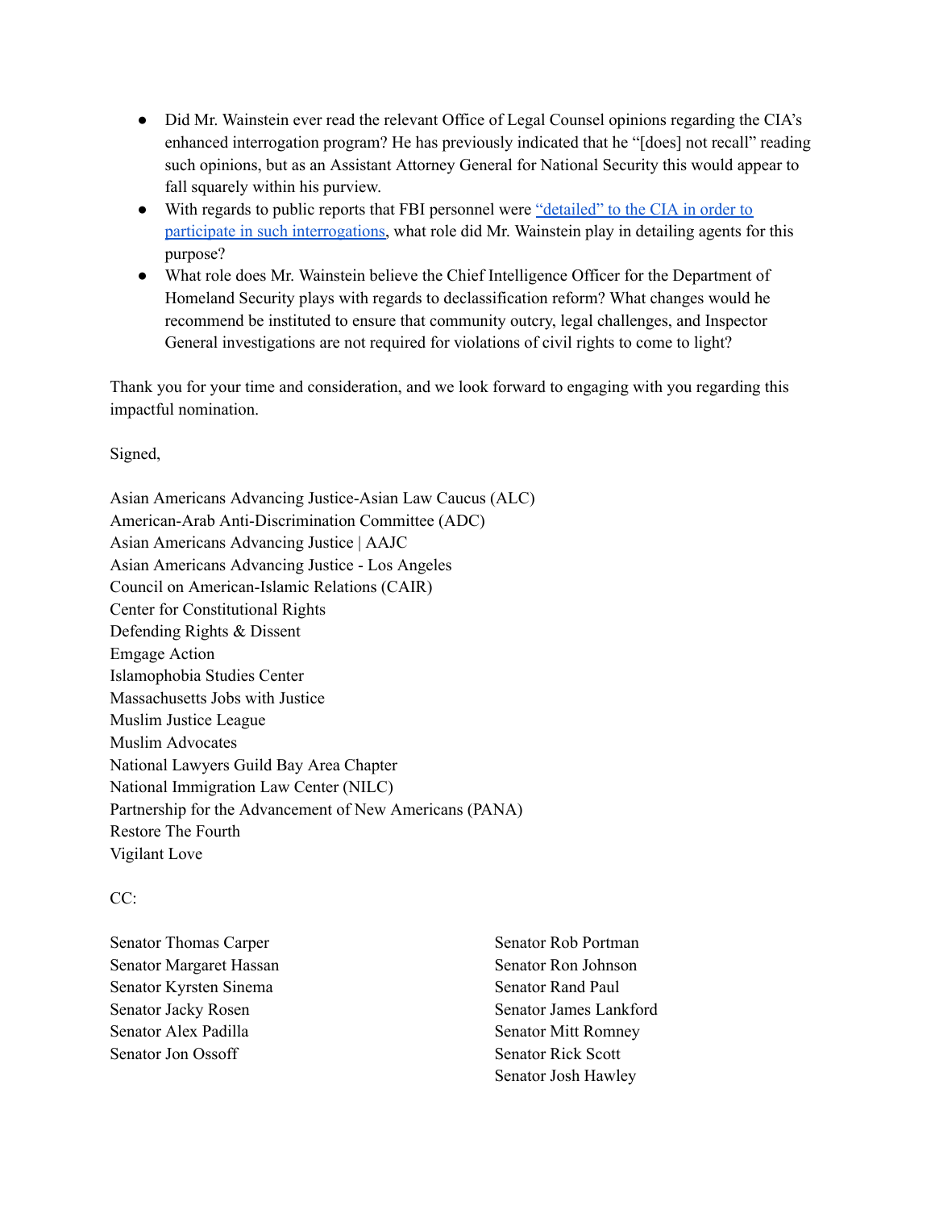- Did Mr. Wainstein ever read the relevant Office of Legal Counsel opinions regarding the CIA's enhanced interrogation program? He has previously indicated that he "[does] not recall" reading such opinions, but as an Assistant Attorney General for National Security this would appear to fall squarely within his purview.
- With regards to public reports that FBI personnel were "detailed" to the CIA in order to participate in such interrogations, what role did Mr. Wainstein play in detailing agents for this purpose?
- What role does Mr. Wainstein believe the Chief Intelligence Officer for the Department of Homeland Security plays with regards to declassification reform? What changes would he recommend be instituted to ensure that community outcry, legal challenges, and Inspector General investigations are not required for violations of civil rights to come to light?

Thank you for your time and consideration, and we look forward to engaging with you regarding this impactful nomination.

Signed,

Asian Americans Advancing Justice-Asian Law Caucus (ALC)
American-Arab Anti-Discrimination Committee (ADC)
Asian Americans Advancing Justice | AAJC
Asian Americans Advancing Justice - Los Angeles
Council on American-Islamic Relations (CAIR)
Center for Constitutional Rights
Defending Rights & Dissent
Emgage Action
Islamophobia Studies Center
Massachusetts Jobs with Justice
Muslim Justice League
Muslim Advocates
National Lawyers Guild Bay Area Chapter
National Immigration Law Center (NILC)
Partnership for the Advancement of New Americans (PANA)
Restore The Fourth
Vigilant Love

CC:

Senator Thomas Carper
Senator Margaret Hassan
Senator Kyrsten Sinema
Senator Jacky Rosen
Senator Alex Padilla
Senator Jon Ossoff

Senator Rob Portman
Senator Ron Johnson
Senator Rand Paul
Senator James Lankford
Senator Mitt Romney
Senator Rick Scott
Senator Josh Hawley